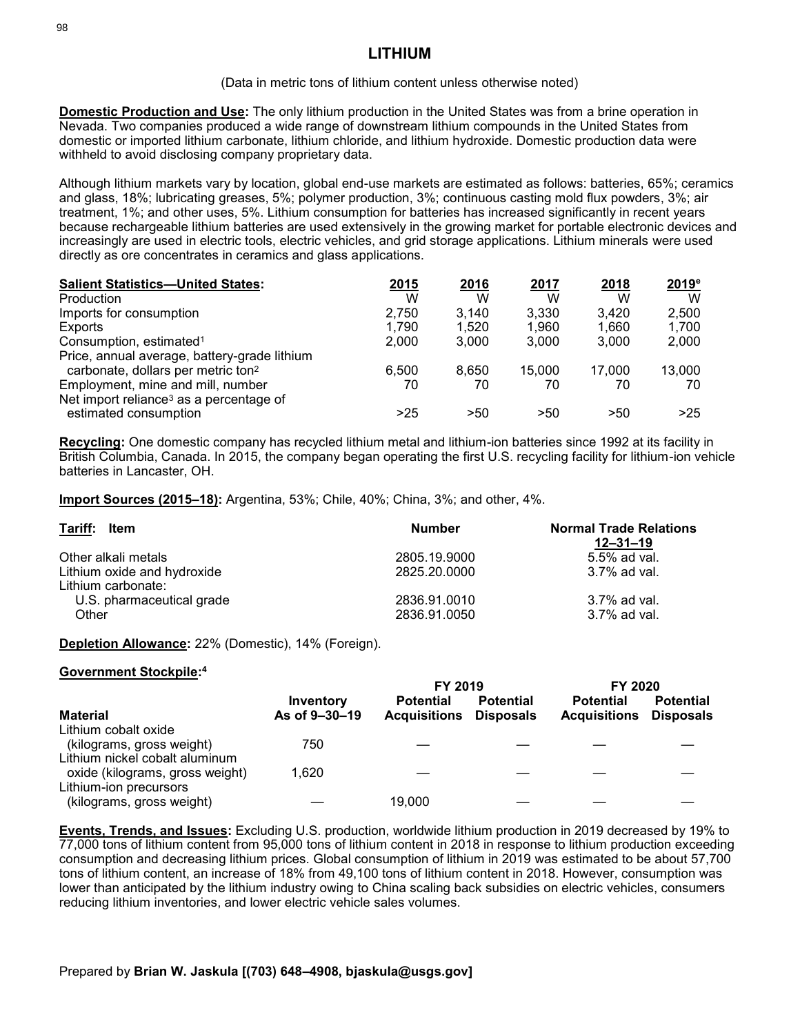# LITHIUM

(Data in metric tons of lithium content unless otherwise noted)

**Domestic Production and Use:** The only lithium production in the United States was from a brine operation in Nevada. Two companies produced a wide range of downstream lithium compounds in the United States from domestic or imported lithium carbonate, lithium chloride, and lithium hydroxide. Domestic production data were withheld to avoid disclosing company proprietary data.

Although lithium markets vary by location, global end-use markets are estimated as follows: batteries, 65%; ceramics and glass, 18%; lubricating greases, 5%; polymer production, 3%; continuous casting mold flux powders, 3%; air treatment, 1%; and other uses, 5%. Lithium consumption for batteries has increased significantly in recent years because rechargeable lithium batteries are used extensively in the growing market for portable electronic devices and increasingly are used in electric tools, electric vehicles, and grid storage applications. Lithium minerals were used directly as ore concentrates in ceramics and glass applications.

| Salient Statistics—United States: | 2015 | 2016 | 2017 | 2018 | 2019[e] |
|---|---|---|---|---|---|
| Production | W | W | W | W | W |
| Imports for consumption | 2,750 | 3,140 | 3,330 | 3,420 | 2,500 |
| Exports | 1,790 | 1,520 | 1,960 | 1,660 | 1,700 |
| Consumption, estimated[1] | 2,000 | 3,000 | 3,000 | 3,000 | 2,000 |
| Price, annual average, battery-grade lithium carbonate, dollars per metric ton[2] | 6,500 | 8,650 | 15,000 | 17,000 | 13,000 |
| Employment, mine and mill, number | 70 | 70 | 70 | 70 | 70 |
| Net import reliance[3] as a percentage of estimated consumption | >25 | >50 | >50 | >50 | >25 |

**Recycling:** One domestic company has recycled lithium metal and lithium-ion batteries since 1992 at its facility in British Columbia, Canada. In 2015, the company began operating the first U.S. recycling facility for lithium-ion vehicle batteries in Lancaster, OH.

**Import Sources (2015–18):** Argentina, 53%; Chile, 40%; China, 3%; and other, 4%.

| Tariff: Item | Number | Normal Trade Relations 12–31–19 |
|---|---|---|
| Other alkali metals | 2805.19.9000 | 5.5% ad val. |
| Lithium oxide and hydroxide | 2825.20.0000 | 3.7% ad val. |
| Lithium carbonate: | | |
| U.S. pharmaceutical grade | 2836.91.0010 | 3.7% ad val. |
| Other | 2836.91.0050 | 3.7% ad val. |

**Depletion Allowance:** 22% (Domestic), 14% (Foreign).

**Government Stockpile:**[4]

| Material | Inventory As of 9–30–19 | FY 2019 Potential Acquisitions | FY 2019 Potential Disposals | FY 2020 Potential Acquisitions | FY 2020 Potential Disposals |
|---|---|---|---|---|---|
| Lithium cobalt oxide (kilograms, gross weight) | 750 | — | — | — | — |
| Lithium nickel cobalt aluminum oxide (kilograms, gross weight) | 1,620 | — | — | — | — |
| Lithium-ion precursors (kilograms, gross weight) | — | 19,000 | — | — | — |

**Events, Trends, and Issues:** Excluding U.S. production, worldwide lithium production in 2019 decreased by 19% to 77,000 tons of lithium content from 95,000 tons of lithium content in 2018 in response to lithium production exceeding consumption and decreasing lithium prices. Global consumption of lithium in 2019 was estimated to be about 57,700 tons of lithium content, an increase of 18% from 49,100 tons of lithium content in 2018. However, consumption was lower than anticipated by the lithium industry owing to China scaling back subsidies on electric vehicles, consumers reducing lithium inventories, and lower electric vehicle sales volumes.

Prepared by **Brian W. Jaskula [(703) 648–4908, bjaskula@usgs.gov]**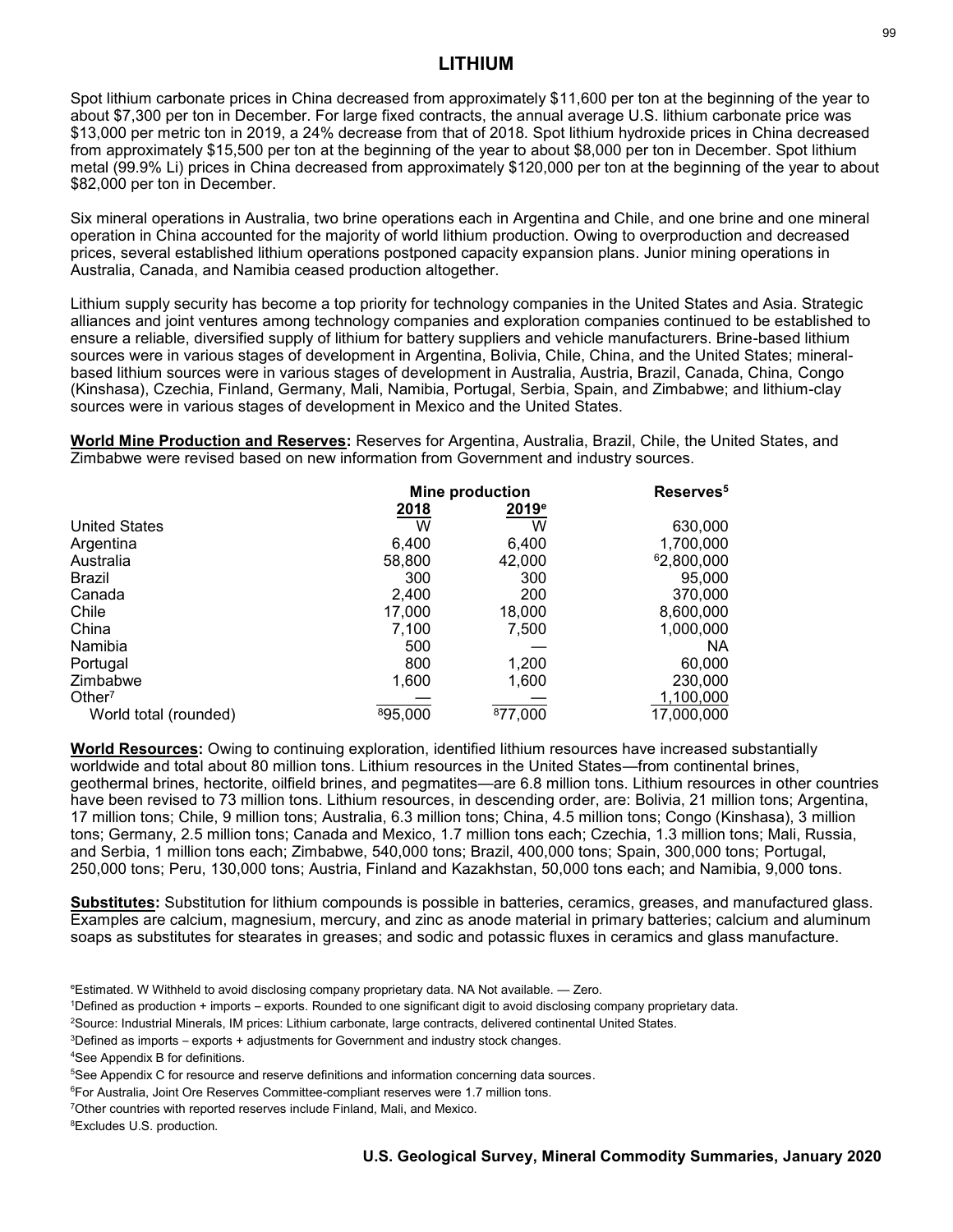# LITHIUM

Spot lithium carbonate prices in China decreased from approximately $11,600 per ton at the beginning of the year to about $7,300 per ton in December. For large fixed contracts, the annual average U.S. lithium carbonate price was $13,000 per metric ton in 2019, a 24% decrease from that of 2018. Spot lithium hydroxide prices in China decreased from approximately $15,500 per ton at the beginning of the year to about $8,000 per ton in December. Spot lithium metal (99.9% Li) prices in China decreased from approximately $120,000 per ton at the beginning of the year to about $82,000 per ton in December.

Six mineral operations in Australia, two brine operations each in Argentina and Chile, and one brine and one mineral operation in China accounted for the majority of world lithium production. Owing to overproduction and decreased prices, several established lithium operations postponed capacity expansion plans. Junior mining operations in Australia, Canada, and Namibia ceased production altogether.

Lithium supply security has become a top priority for technology companies in the United States and Asia. Strategic alliances and joint ventures among technology companies and exploration companies continued to be established to ensure a reliable, diversified supply of lithium for battery suppliers and vehicle manufacturers. Brine-based lithium sources were in various stages of development in Argentina, Bolivia, Chile, China, and the United States; mineral-based lithium sources were in various stages of development in Australia, Austria, Brazil, Canada, China, Congo (Kinshasa), Czechia, Finland, Germany, Mali, Namibia, Portugal, Serbia, Spain, and Zimbabwe; and lithium-clay sources were in various stages of development in Mexico and the United States.

**World Mine Production and Reserves:** Reserves for Argentina, Australia, Brazil, Chile, the United States, and Zimbabwe were revised based on new information from Government and industry sources.

| | Mine production | | Reserves[5] |
|---|---|---|---|
| | 2018 | 2019[e] | |
| United States | W | W | 630,000 |
| Argentina | 6,400 | 6,400 | 1,700,000 |
| Australia | 58,800 | 42,000 | [6]2,800,000 |
| Brazil | 300 | 300 | 95,000 |
| Canada | 2,400 | 200 | 370,000 |
| Chile | 17,000 | 18,000 | 8,600,000 |
| China | 7,100 | 7,500 | 1,000,000 |
| Namibia | 500 | — | NA |
| Portugal | 800 | 1,200 | 60,000 |
| Zimbabwe | 1,600 | 1,600 | 230,000 |
| Other[7] | — | — | 1,100,000 |
| World total (rounded) | [8]95,000 | [8]77,000 | 17,000,000 |

**World Resources:** Owing to continuing exploration, identified lithium resources have increased substantially worldwide and total about 80 million tons. Lithium resources in the United States—from continental brines, geothermal brines, hectorite, oilfield brines, and pegmatites—are 6.8 million tons. Lithium resources in other countries have been revised to 73 million tons. Lithium resources, in descending order, are: Bolivia, 21 million tons; Argentina, 17 million tons; Chile, 9 million tons; Australia, 6.3 million tons; China, 4.5 million tons; Congo (Kinshasa), 3 million tons; Germany, 2.5 million tons; Canada and Mexico, 1.7 million tons each; Czechia, 1.3 million tons; Mali, Russia, and Serbia, 1 million tons each; Zimbabwe, 540,000 tons; Brazil, 400,000 tons; Spain, 300,000 tons; Portugal, 250,000 tons; Peru, 130,000 tons; Austria, Finland and Kazakhstan, 50,000 tons each; and Namibia, 9,000 tons.

**Substitutes:** Substitution for lithium compounds is possible in batteries, ceramics, greases, and manufactured glass. Examples are calcium, magnesium, mercury, and zinc as anode material in primary batteries; calcium and aluminum soaps as substitutes for stearates in greases; and sodic and potassic fluxes in ceramics and glass manufacture.

[e]Estimated. W Withheld to avoid disclosing company proprietary data. NA Not available. — Zero.

[1]Defined as production + imports – exports. Rounded to one significant digit to avoid disclosing company proprietary data.

[2]Source: Industrial Minerals, IM prices: Lithium carbonate, large contracts, delivered continental United States.

[3]Defined as imports – exports + adjustments for Government and industry stock changes.

[4]See Appendix B for definitions.

[5]See Appendix C for resource and reserve definitions and information concerning data sources.

[6]For Australia, Joint Ore Reserves Committee-compliant reserves were 1.7 million tons.

[7]Other countries with reported reserves include Finland, Mali, and Mexico.

[8]Excludes U.S. production.